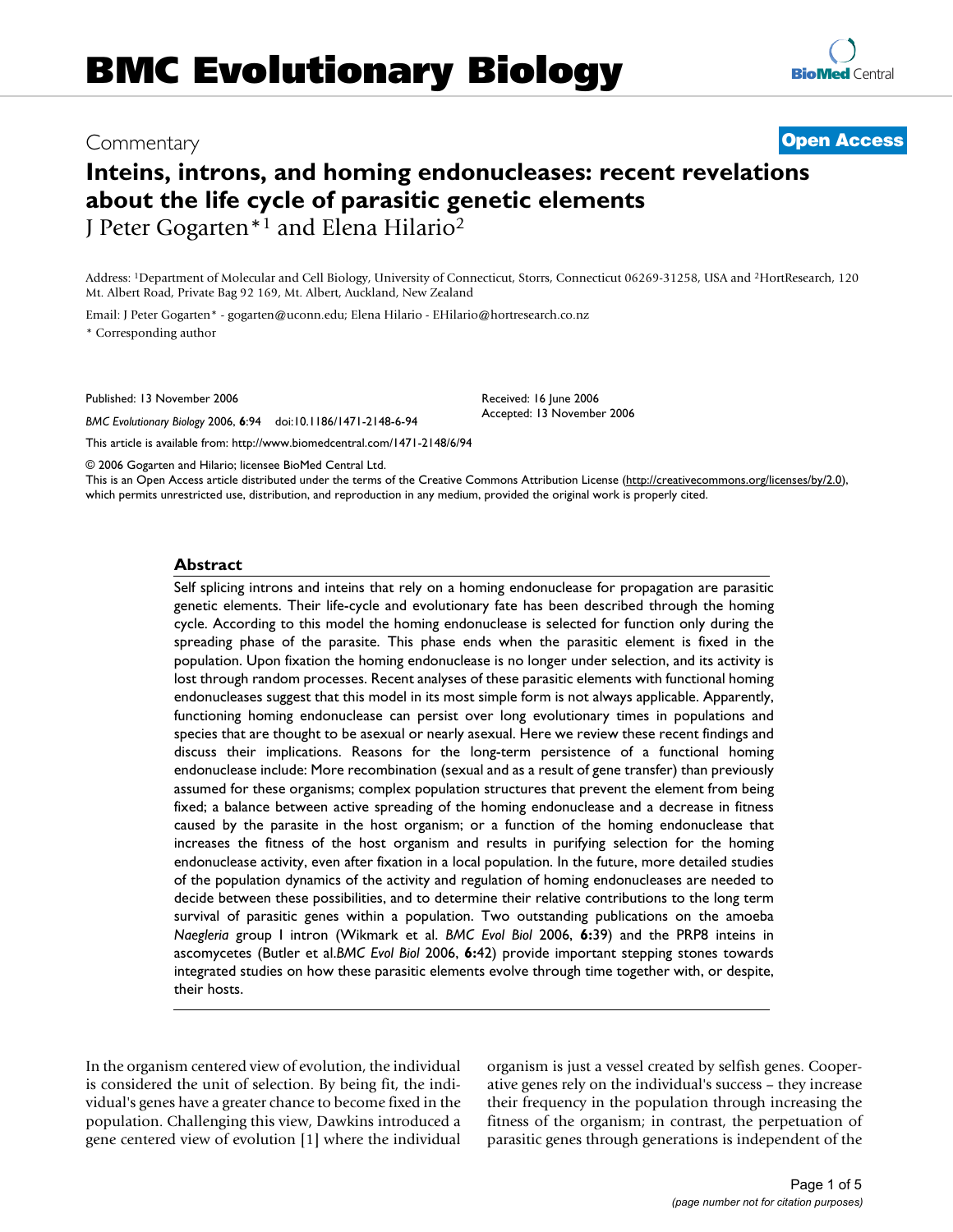# BMC Evolutionary Biology

Commentary

**Open Access**

# Inteins, introns, and homing endonucleases: recent revelations about the life cycle of parasitic genetic elements

J Peter Gogarten*[1] and Elena Hilario[2]

Address: [1]Department of Molecular and Cell Biology, University of Connecticut, Storrs, Connecticut 06269-31258, USA and [2]HortResearch, 120 Mt. Albert Road, Private Bag 92 169, Mt. Albert, Auckland, New Zealand

Email: J Peter Gogarten* - gogarten@uconn.edu; Elena Hilario - EHilario@hortresearch.co.nz

\* Corresponding author

Published: 13 November 2006

Received: 16 June 2006

Accepted: 13 November 2006

*BMC Evolutionary Biology* 2006, **6**:94 doi:10.1186/1471-2148-6-94

This article is available from: http://www.biomedcentral.com/1471-2148/6/94

© 2006 Gogarten and Hilario; licensee BioMed Central Ltd.

This is an Open Access article distributed under the terms of the Creative Commons Attribution License (http://creativecommons.org/licenses/by/2.0), which permits unrestricted use, distribution, and reproduction in any medium, provided the original work is properly cited.

## Abstract

Self splicing introns and inteins that rely on a homing endonuclease for propagation are parasitic genetic elements. Their life-cycle and evolutionary fate has been described through the homing cycle. According to this model the homing endonuclease is selected for function only during the spreading phase of the parasite. This phase ends when the parasitic element is fixed in the population. Upon fixation the homing endonuclease is no longer under selection, and its activity is lost through random processes. Recent analyses of these parasitic elements with functional homing endonucleases suggest that this model in its most simple form is not always applicable. Apparently, functioning homing endonuclease can persist over long evolutionary times in populations and species that are thought to be asexual or nearly asexual. Here we review these recent findings and discuss their implications. Reasons for the long-term persistence of a functional homing endonuclease include: More recombination (sexual and as a result of gene transfer) than previously assumed for these organisms; complex population structures that prevent the element from being fixed; a balance between active spreading of the homing endonuclease and a decrease in fitness caused by the parasite in the host organism; or a function of the homing endonuclease that increases the fitness of the host organism and results in purifying selection for the homing endonuclease activity, even after fixation in a local population. In the future, more detailed studies of the population dynamics of the activity and regulation of homing endonucleases are needed to decide between these possibilities, and to determine their relative contributions to the long term survival of parasitic genes within a population. Two outstanding publications on the amoeba *Naegleria* group I intron (Wikmark et al. *BMC Evol Biol* 2006, **6:**39) and the PRP8 inteins in ascomycetes (Butler et al.*BMC Evol Biol* 2006, **6:**42) provide important stepping stones towards integrated studies on how these parasitic elements evolve through time together with, or despite, their hosts.

In the organism centered view of evolution, the individual is considered the unit of selection. By being fit, the individual's genes have a greater chance to become fixed in the population. Challenging this view, Dawkins introduced a gene centered view of evolution [1] where the individual organism is just a vessel created by selfish genes. Cooperative genes rely on the individual's success – they increase their frequency in the population through increasing the fitness of the organism; in contrast, the perpetuation of parasitic genes through generations is independent of the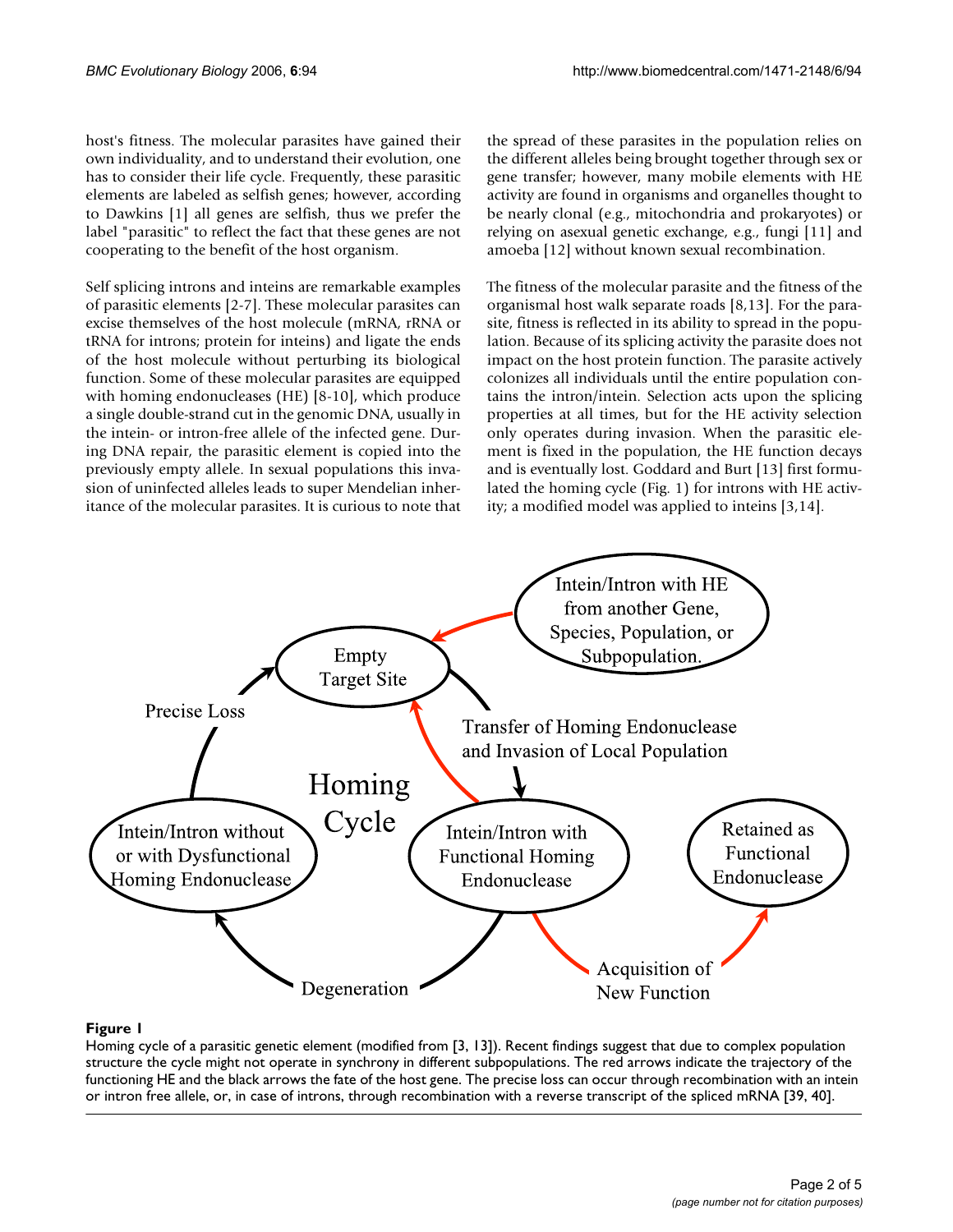host's fitness. The molecular parasites have gained their own individuality, and to understand their evolution, one has to consider their life cycle. Frequently, these parasitic elements are labeled as selfish genes; however, according to Dawkins [1] all genes are selfish, thus we prefer the label "parasitic" to reflect the fact that these genes are not cooperating to the benefit of the host organism.

Self splicing introns and inteins are remarkable examples of parasitic elements [2-7]. These molecular parasites can excise themselves of the host molecule (mRNA, rRNA or tRNA for introns; protein for inteins) and ligate the ends of the host molecule without perturbing its biological function. Some of these molecular parasites are equipped with homing endonucleases (HE) [8-10], which produce a single double-strand cut in the genomic DNA, usually in the intein- or intron-free allele of the infected gene. During DNA repair, the parasitic element is copied into the previously empty allele. In sexual populations this invasion of uninfected alleles leads to super Mendelian inheritance of the molecular parasites. It is curious to note that the spread of these parasites in the population relies on the different alleles being brought together through sex or gene transfer; however, many mobile elements with HE activity are found in organisms and organelles thought to be nearly clonal (e.g., mitochondria and prokaryotes) or relying on asexual genetic exchange, e.g., fungi [11] and amoeba [12] without known sexual recombination.

The fitness of the molecular parasite and the fitness of the organismal host walk separate roads [8,13]. For the parasite, fitness is reflected in its ability to spread in the population. Because of its splicing activity the parasite does not impact on the host protein function. The parasite actively colonizes all individuals until the entire population contains the intron/intein. Selection acts upon the splicing properties at all times, but for the HE activity selection only operates during invasion. When the parasitic element is fixed in the population, the HE function decays and is eventually lost. Goddard and Burt [13] first formulated the homing cycle (Fig. 1) for introns with HE activity; a modified model was applied to inteins [3,14].

**Figure 1**

Homing cycle of a parasitic genetic element (modified from [3, 13]). Recent findings suggest that due to complex population structure the cycle might not operate in synchrony in different subpopulations. The red arrows indicate the trajectory of the functioning HE and the black arrows the fate of the host gene. The precise loss can occur through recombination with an intein or intron free allele, or, in case of introns, through recombination with a reverse transcript of the spliced mRNA [39, 40].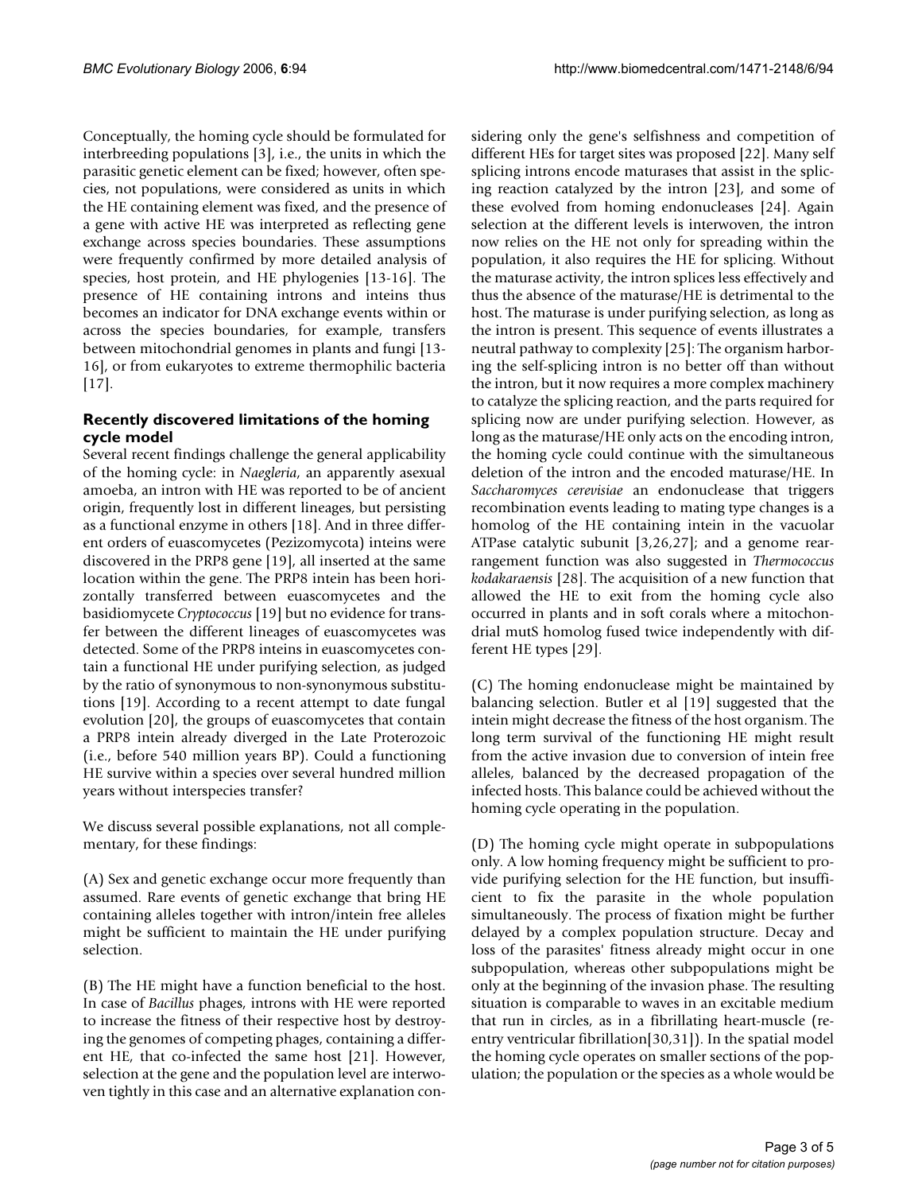Conceptually, the homing cycle should be formulated for interbreeding populations [3], i.e., the units in which the parasitic genetic element can be fixed; however, often species, not populations, were considered as units in which the HE containing element was fixed, and the presence of a gene with active HE was interpreted as reflecting gene exchange across species boundaries. These assumptions were frequently confirmed by more detailed analysis of species, host protein, and HE phylogenies [13-16]. The presence of HE containing introns and inteins thus becomes an indicator for DNA exchange events within or across the species boundaries, for example, transfers between mitochondrial genomes in plants and fungi [13-16], or from eukaryotes to extreme thermophilic bacteria [17].

### Recently discovered limitations of the homing cycle model

Several recent findings challenge the general applicability of the homing cycle: in *Naegleria*, an apparently asexual amoeba, an intron with HE was reported to be of ancient origin, frequently lost in different lineages, but persisting as a functional enzyme in others [18]. And in three different orders of euascomycetes (Pezizomycota) inteins were discovered in the PRP8 gene [19], all inserted at the same location within the gene. The PRP8 intein has been horizontally transferred between euascomycetes and the basidiomycete *Cryptococcus* [19] but no evidence for transfer between the different lineages of euascomycetes was detected. Some of the PRP8 inteins in euascomycetes contain a functional HE under purifying selection, as judged by the ratio of synonymous to non-synonymous substitutions [19]. According to a recent attempt to date fungal evolution [20], the groups of euascomycetes that contain a PRP8 intein already diverged in the Late Proterozoic (i.e., before 540 million years BP). Could a functioning HE survive within a species over several hundred million years without interspecies transfer?

We discuss several possible explanations, not all complementary, for these findings:

(A) Sex and genetic exchange occur more frequently than assumed. Rare events of genetic exchange that bring HE containing alleles together with intron/intein free alleles might be sufficient to maintain the HE under purifying selection.

(B) The HE might have a function beneficial to the host. In case of *Bacillus* phages, introns with HE were reported to increase the fitness of their respective host by destroying the genomes of competing phages, containing a different HE, that co-infected the same host [21]. However, selection at the gene and the population level are interwoven tightly in this case and an alternative explanation considering only the gene's selfishness and competition of different HEs for target sites was proposed [22]. Many self splicing introns encode maturases that assist in the splicing reaction catalyzed by the intron [23], and some of these evolved from homing endonucleases [24]. Again selection at the different levels is interwoven, the intron now relies on the HE not only for spreading within the population, it also requires the HE for splicing. Without the maturase activity, the intron splices less effectively and thus the absence of the maturase/HE is detrimental to the host. The maturase is under purifying selection, as long as the intron is present. This sequence of events illustrates a neutral pathway to complexity [25]: The organism harboring the self-splicing intron is no better off than without the intron, but it now requires a more complex machinery to catalyze the splicing reaction, and the parts required for splicing now are under purifying selection. However, as long as the maturase/HE only acts on the encoding intron, the homing cycle could continue with the simultaneous deletion of the intron and the encoded maturase/HE. In *Saccharomyces cerevisiae* an endonuclease that triggers recombination events leading to mating type changes is a homolog of the HE containing intein in the vacuolar ATPase catalytic subunit [3,26,27]; and a genome rearrangement function was also suggested in *Thermococcus kodakaraensis* [28]. The acquisition of a new function that allowed the HE to exit from the homing cycle also occurred in plants and in soft corals where a mitochondrial mutS homolog fused twice independently with different HE types [29].

(C) The homing endonuclease might be maintained by balancing selection. Butler et al [19] suggested that the intein might decrease the fitness of the host organism. The long term survival of the functioning HE might result from the active invasion due to conversion of intein free alleles, balanced by the decreased propagation of the infected hosts. This balance could be achieved without the homing cycle operating in the population.

(D) The homing cycle might operate in subpopulations only. A low homing frequency might be sufficient to provide purifying selection for the HE function, but insufficient to fix the parasite in the whole population simultaneously. The process of fixation might be further delayed by a complex population structure. Decay and loss of the parasites' fitness already might occur in one subpopulation, whereas other subpopulations might be only at the beginning of the invasion phase. The resulting situation is comparable to waves in an excitable medium that run in circles, as in a fibrillating heart-muscle (re-entry ventricular fibrillation[30,31]). In the spatial model the homing cycle operates on smaller sections of the population; the population or the species as a whole would be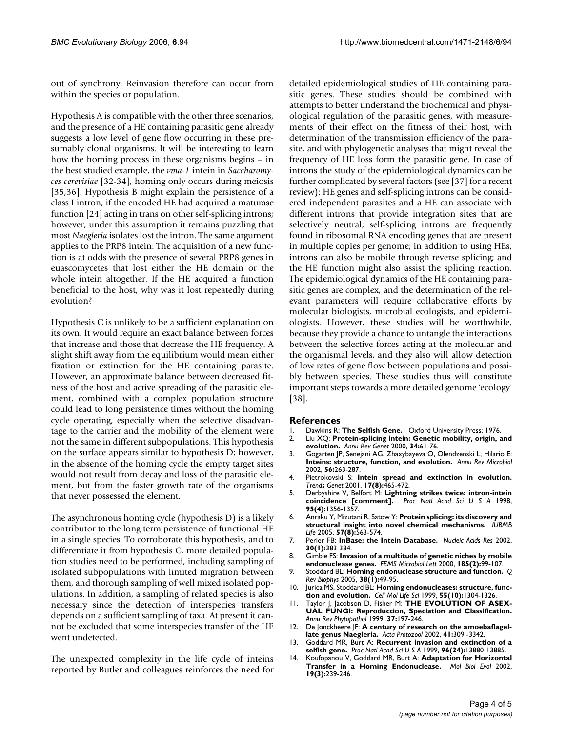out of synchrony. Reinvasion therefore can occur from within the species or population.

Hypothesis A is compatible with the other three scenarios, and the presence of a HE containing parasitic gene already suggests a low level of gene flow occurring in these presumably clonal organisms. It will be interesting to learn how the homing process in these organisms begins – in the best studied example, the *vma-1* intein in *Saccharomyces cerevisiae* [32-34], homing only occurs during meiosis [35,36]. Hypothesis B might explain the persistence of a class I intron, if the encoded HE had acquired a maturase function [24] acting in trans on other self-splicing introns; however, under this assumption it remains puzzling that most *Naegleria* isolates lost the intron. The same argument applies to the PRP8 intein: The acquisition of a new function is at odds with the presence of several PRP8 genes in euascomycetes that lost either the HE domain or the whole intein altogether. If the HE acquired a function beneficial to the host, why was it lost repeatedly during evolution?

Hypothesis C is unlikely to be a sufficient explanation on its own. It would require an exact balance between forces that increase and those that decrease the HE frequency. A slight shift away from the equilibrium would mean either fixation or extinction for the HE containing parasite. However, an approximate balance between decreased fitness of the host and active spreading of the parasitic element, combined with a complex population structure could lead to long persistence times without the homing cycle operating, especially when the selective disadvantage to the carrier and the mobility of the element were not the same in different subpopulations. This hypothesis on the surface appears similar to hypothesis D; however, in the absence of the homing cycle the empty target sites would not result from decay and loss of the parasitic element, but from the faster growth rate of the organisms that never possessed the element.

The asynchronous homing cycle (hypothesis D) is a likely contributor to the long term persistence of functional HE in a single species. To corroborate this hypothesis, and to differentiate it from hypothesis C, more detailed population studies need to be performed, including sampling of isolated subpopulations with limited migration between them, and thorough sampling of well mixed isolated populations. In addition, a sampling of related species is also necessary since the detection of interspecies transfers depends on a sufficient sampling of taxa. At present it cannot be excluded that some interspecies transfer of the HE went undetected.

The unexpected complexity in the life cycle of inteins reported by Butler and colleagues reinforces the need for detailed epidemiological studies of HE containing parasitic genes. These studies should be combined with attempts to better understand the biochemical and physiological regulation of the parasitic genes, with measurements of their effect on the fitness of their host, with determination of the transmission efficiency of the parasite, and with phylogenetic analyses that might reveal the frequency of HE loss form the parasitic gene. In case of introns the study of the epidemiological dynamics can be further complicated by several factors (see [37] for a recent review): HE genes and self-splicing introns can be considered independent parasites and a HE can associate with different introns that provide integration sites that are selectively neutral; self-splicing introns are frequently found in ribosomal RNA encoding genes that are present in multiple copies per genome; in addition to using HEs, introns can also be mobile through reverse splicing; and the HE function might also assist the splicing reaction. The epidemiological dynamics of the HE containing parasitic genes are complex, and the determination of the relevant parameters will require collaborative efforts by molecular biologists, microbial ecologists, and epidemiologists. However, these studies will be worthwhile, because they provide a chance to untangle the interactions between the selective forces acting at the molecular and the organismal levels, and they also will allow detection of low rates of gene flow between populations and possibly between species. These studies thus will constitute important steps towards a more detailed genome 'ecology' [38].

## References

1. Dawkins R: **The Selfish Gene.** Oxford University Press; 1976.
2. Liu XQ: **Protein-splicing intein: Genetic mobility, origin, and evolution.** *Annu Rev Genet* 2000, **34:**61-76.
3. Gogarten JP, Senejani AG, Zhaxybayeva O, Olendzenski L, Hilario E: **Inteins: structure, function, and evolution.** *Annu Rev Microbiol* 2002, **56:**263-287.
4. Pietrokovski S: **Intein spread and extinction in evolution.** *Trends Genet* 2001, **17(8):**465-472.
5. Derbyshire V, Belfort M: **Lightning strikes twice: intron-intein coincidence [comment].** *Proc Natl Acad Sci U S A* 1998, **95(4):**1356-1357.
6. Anraku Y, Mizutani R, Satow Y: **Protein splicing: its discovery and structural insight into novel chemical mechanisms.** *IUBMB Life* 2005, **57(8):**563-574.
7. Perler FB: **InBase: the Intein Database.** *Nucleic Acids Res* 2002, **30(1):**383-384.
8. Gimble FS: **Invasion of a multitude of genetic niches by mobile endonuclease genes.** *FEMS Microbiol Lett* 2000, **185(2):**99-107.
9. Stoddard BL: **Homing endonuclease structure and function.** *Q Rev Biophys* 2005, **38(1):**49-95.
10. Jurica MS, Stoddard BL: **Homing endonucleases: structure, function and evolution.** *Cell Mol Life Sci* 1999, **55(10):**1304-1326.
11. Taylor J, Jacobson D, Fisher M: **THE EVOLUTION OF ASEXUAL FUNGI: Reproduction, Speciation and Classification.** *Annu Rev Phytopathol* 1999, **37:**197-246.
12. De Jonckheere JF: **A century of research on the amoebaflagellate genus Naegleria.** *Acta Protozool* 2002, **41:**309 -3342.
13. Goddard MR, Burt A: **Recurrent invasion and extinction of a selfish gene.** *Proc Natl Acad Sci U S A* 1999, **96(24):**13880-13885.
14. Koufopanou V, Goddard MR, Burt A: **Adaptation for Horizontal Transfer in a Homing Endonuclease.** *Mol Biol Evol* 2002, **19(3):**239-246.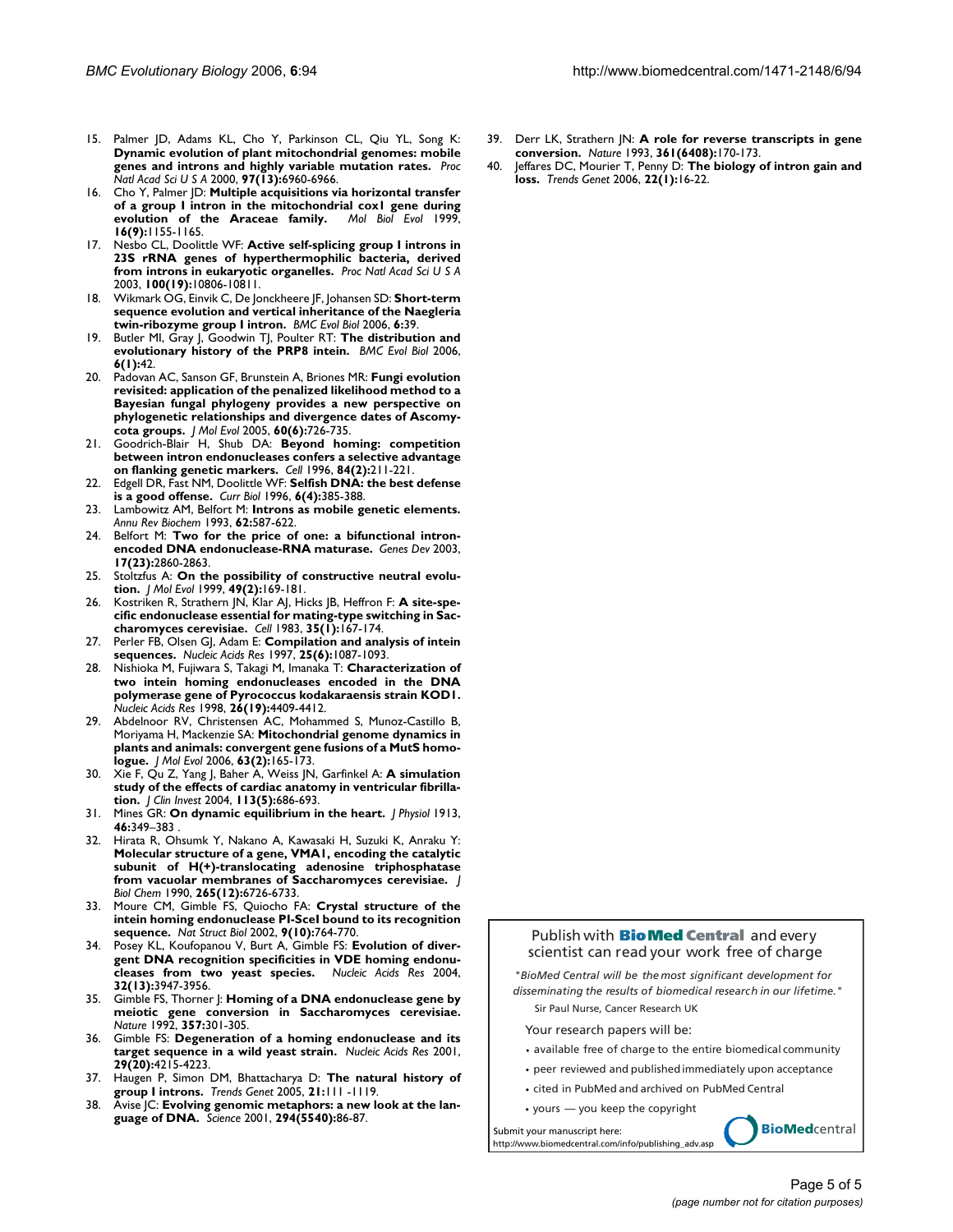15. Palmer JD, Adams KL, Cho Y, Parkinson CL, Qiu YL, Song K: **Dynamic evolution of plant mitochondrial genomes: mobile genes and introns and highly variable mutation rates.** *Proc Natl Acad Sci U S A* 2000, **97(13):**6960-6966.
16. Cho Y, Palmer JD: **Multiple acquisitions via horizontal transfer of a group I intron in the mitochondrial cox1 gene during evolution of the Araceae family.** *Mol Biol Evol* 1999, **16(9):**1155-1165.
17. Nesbo CL, Doolittle WF: **Active self-splicing group I introns in 23S rRNA genes of hyperthermophilic bacteria, derived from introns in eukaryotic organelles.** *Proc Natl Acad Sci U S A* 2003, **100(19):**10806-10811.
18. Wikmark OG, Einvik C, De Jonckheere JF, Johansen SD: **Short-term sequence evolution and vertical inheritance of the Naegleria twin-ribozyme group I intron.** *BMC Evol Biol* 2006, **6:**39.
19. Butler MI, Gray J, Goodwin TJ, Poulter RT: **The distribution and evolutionary history of the PRP8 intein.** *BMC Evol Biol* 2006, **6(1):**42.
20. Padovan AC, Sanson GF, Brunstein A, Briones MR: **Fungi evolution revisited: application of the penalized likelihood method to a Bayesian fungal phylogeny provides a new perspective on phylogenetic relationships and divergence dates of Ascomycota groups.** *J Mol Evol* 2005, **60(6):**726-735.
21. Goodrich-Blair H, Shub DA: **Beyond homing: competition between intron endonucleases confers a selective advantage on flanking genetic markers.** *Cell* 1996, **84(2):**211-221.
22. Edgell DR, Fast NM, Doolittle WF: **Selfish DNA: the best defense is a good offense.** *Curr Biol* 1996, **6(4):**385-388.
23. Lambowitz AM, Belfort M: **Introns as mobile genetic elements.** *Annu Rev Biochem* 1993, **62:**587-622.
24. Belfort M: **Two for the price of one: a bifunctional intron-encoded DNA endonuclease-RNA maturase.** *Genes Dev* 2003, **17(23):**2860-2863.
25. Stoltzfus A: **On the possibility of constructive neutral evolution.** *J Mol Evol* 1999, **49(2):**169-181.
26. Kostriken R, Strathern JN, Klar AJ, Hicks JB, Heffron F: **A site-specific endonuclease essential for mating-type switching in Saccharomyces cerevisiae.** *Cell* 1983, **35(1):**167-174.
27. Perler FB, Olsen GJ, Adam E: **Compilation and analysis of intein sequences.** *Nucleic Acids Res* 1997, **25(6):**1087-1093.
28. Nishioka M, Fujiwara S, Takagi M, Imanaka T: **Characterization of two intein homing endonucleases encoded in the DNA polymerase gene of Pyrococcus kodakaraensis strain KOD1.** *Nucleic Acids Res* 1998, **26(19):**4409-4412.
29. Abdelnoor RV, Christensen AC, Mohammed S, Munoz-Castillo B, Moriyama H, Mackenzie SA: **Mitochondrial genome dynamics in plants and animals: convergent gene fusions of a MutS homologue.** *J Mol Evol* 2006, **63(2):**165-173.
30. Xie F, Qu Z, Yang J, Baher A, Weiss JN, Garfinkel A: **A simulation study of the effects of cardiac anatomy in ventricular fibrillation.** *J Clin Invest* 2004, **113(5):**686-693.
31. Mines GR: **On dynamic equilibrium in the heart.** *J Physiol* 1913, **46:**349–383 .
32. Hirata R, Ohsumk Y, Nakano A, Kawasaki H, Suzuki K, Anraku Y: **Molecular structure of a gene, VMA1, encoding the catalytic subunit of H(+)-translocating adenosine triphosphatase from vacuolar membranes of Saccharomyces cerevisiae.** *J Biol Chem* 1990, **265(12):**6726-6733.
33. Moure CM, Gimble FS, Quiocho FA: **Crystal structure of the intein homing endonuclease PI-SceI bound to its recognition sequence.** *Nat Struct Biol* 2002, **9(10):**764-770.
34. Posey KL, Koufopanou V, Burt A, Gimble FS: **Evolution of divergent DNA recognition specificities in VDE homing endonucleases from two yeast species.** *Nucleic Acids Res* 2004, **32(13):**3947-3956.
35. Gimble FS, Thorner J: **Homing of a DNA endonuclease gene by meiotic gene conversion in Saccharomyces cerevisiae.** *Nature* 1992, **357:**301-305.
36. Gimble FS: **Degeneration of a homing endonuclease and its target sequence in a wild yeast strain.** *Nucleic Acids Res* 2001, **29(20):**4215-4223.
37. Haugen P, Simon DM, Bhattacharya D: **The natural history of group I introns.** *Trends Genet* 2005, **21:**111 -1119.
38. Avise JC: **Evolving genomic metaphors: a new look at the language of DNA.** *Science* 2001, **294(5540):**86-87.
39. Derr LK, Strathern JN: **A role for reverse transcripts in gene conversion.** *Nature* 1993, **361(6408):**170-173.
40. Jeffares DC, Mourier T, Penny D: **The biology of intron gain and loss.** *Trends Genet* 2006, **22(1):**16-22.

Publish with **BioMed Central** and every scientist can read your work free of charge

*"BioMed Central will be the most significant development for disseminating the results of biomedical research in our lifetime."*

Sir Paul Nurse, Cancer Research UK

Your research papers will be:

- available free of charge to the entire biomedical community
- peer reviewed and published immediately upon acceptance
- cited in PubMed and archived on PubMed Central
- yours — you keep the copyright

Submit your manuscript here:
http://www.biomedcentral.com/info/publishing_adv.asp

BioMedcentral